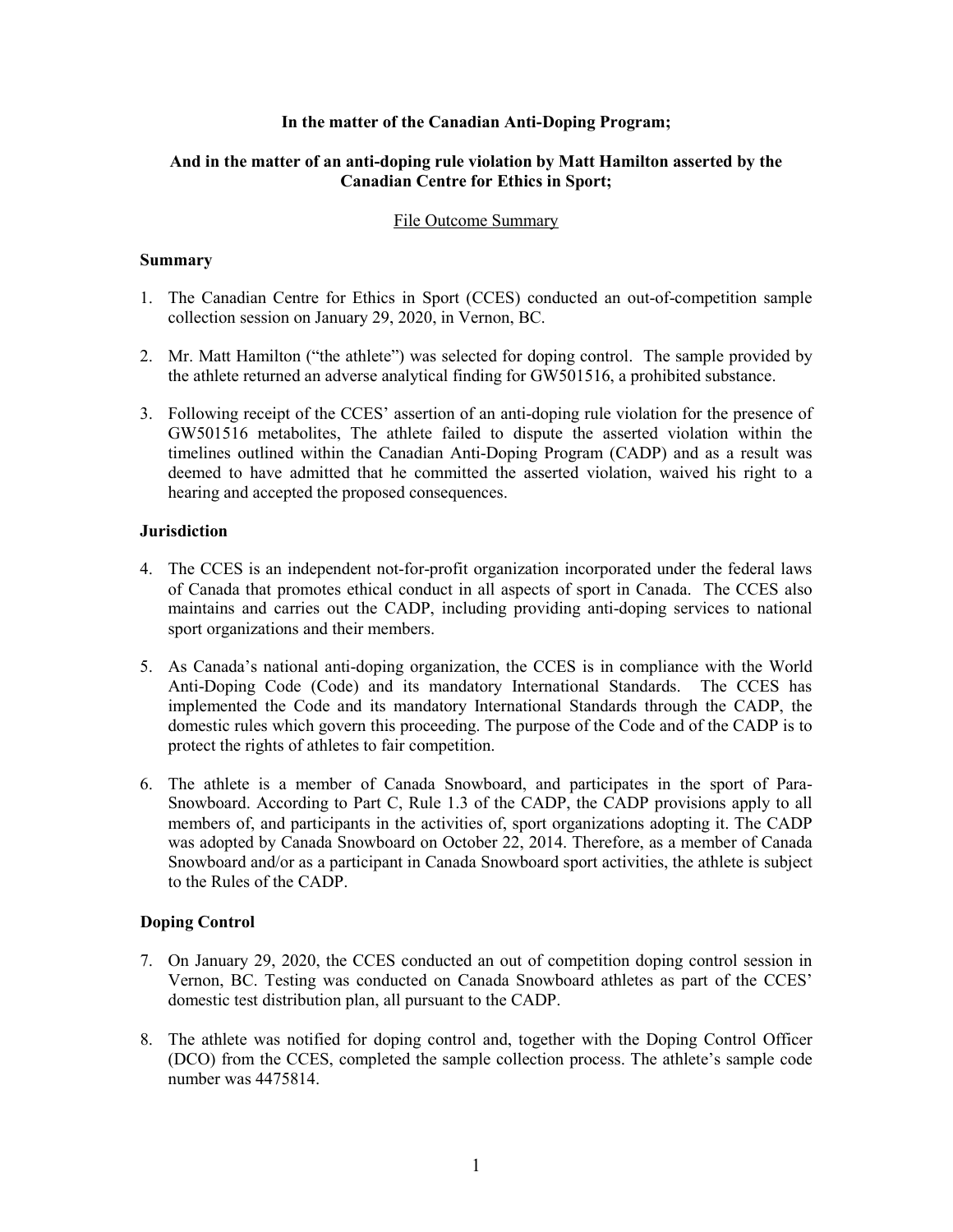**In the matter of the Canadian Anti-Doping Program;**

**And in the matter of an anti-doping rule violation by Matt Hamilton asserted by the Canadian Centre for Ethics in Sport;**

File Outcome Summary

### Summary

1. The Canadian Centre for Ethics in Sport (CCES) conducted an out-of-competition sample collection session on January 29, 2020, in Vernon, BC.

2. Mr. Matt Hamilton ("the athlete") was selected for doping control. The sample provided by the athlete returned an adverse analytical finding for GW501516, a prohibited substance.

3. Following receipt of the CCES' assertion of an anti-doping rule violation for the presence of GW501516 metabolites, The athlete failed to dispute the asserted violation within the timelines outlined within the Canadian Anti-Doping Program (CADP) and as a result was deemed to have admitted that he committed the asserted violation, waived his right to a hearing and accepted the proposed consequences.

### Jurisdiction

4. The CCES is an independent not-for-profit organization incorporated under the federal laws of Canada that promotes ethical conduct in all aspects of sport in Canada. The CCES also maintains and carries out the CADP, including providing anti-doping services to national sport organizations and their members.

5. As Canada's national anti-doping organization, the CCES is in compliance with the World Anti-Doping Code (Code) and its mandatory International Standards. The CCES has implemented the Code and its mandatory International Standards through the CADP, the domestic rules which govern this proceeding. The purpose of the Code and of the CADP is to protect the rights of athletes to fair competition.

6. The athlete is a member of Canada Snowboard, and participates in the sport of Para-Snowboard. According to Part C, Rule 1.3 of the CADP, the CADP provisions apply to all members of, and participants in the activities of, sport organizations adopting it. The CADP was adopted by Canada Snowboard on October 22, 2014. Therefore, as a member of Canada Snowboard and/or as a participant in Canada Snowboard sport activities, the athlete is subject to the Rules of the CADP.

### Doping Control

7. On January 29, 2020, the CCES conducted an out of competition doping control session in Vernon, BC. Testing was conducted on Canada Snowboard athletes as part of the CCES' domestic test distribution plan, all pursuant to the CADP.

8. The athlete was notified for doping control and, together with the Doping Control Officer (DCO) from the CCES, completed the sample collection process. The athlete's sample code number was 4475814.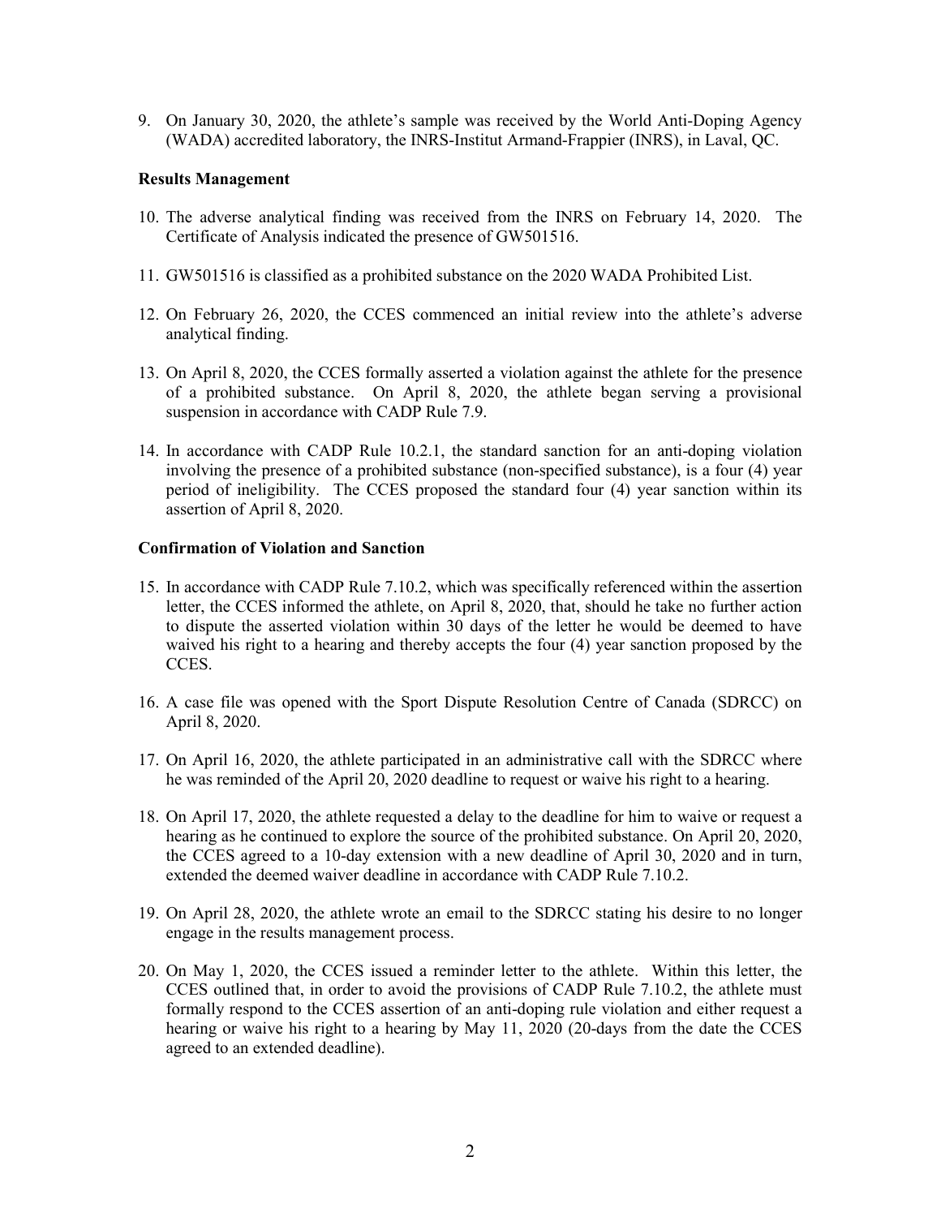9. On January 30, 2020, the athlete's sample was received by the World Anti-Doping Agency (WADA) accredited laboratory, the INRS-Institut Armand-Frappier (INRS), in Laval, QC.

**Results Management**

10. The adverse analytical finding was received from the INRS on February 14, 2020. The Certificate of Analysis indicated the presence of GW501516.

11. GW501516 is classified as a prohibited substance on the 2020 WADA Prohibited List.

12. On February 26, 2020, the CCES commenced an initial review into the athlete's adverse analytical finding.

13. On April 8, 2020, the CCES formally asserted a violation against the athlete for the presence of a prohibited substance. On April 8, 2020, the athlete began serving a provisional suspension in accordance with CADP Rule 7.9.

14. In accordance with CADP Rule 10.2.1, the standard sanction for an anti-doping violation involving the presence of a prohibited substance (non-specified substance), is a four (4) year period of ineligibility. The CCES proposed the standard four (4) year sanction within its assertion of April 8, 2020.

**Confirmation of Violation and Sanction**

15. In accordance with CADP Rule 7.10.2, which was specifically referenced within the assertion letter, the CCES informed the athlete, on April 8, 2020, that, should he take no further action to dispute the asserted violation within 30 days of the letter he would be deemed to have waived his right to a hearing and thereby accepts the four (4) year sanction proposed by the CCES.

16. A case file was opened with the Sport Dispute Resolution Centre of Canada (SDRCC) on April 8, 2020.

17. On April 16, 2020, the athlete participated in an administrative call with the SDRCC where he was reminded of the April 20, 2020 deadline to request or waive his right to a hearing.

18. On April 17, 2020, the athlete requested a delay to the deadline for him to waive or request a hearing as he continued to explore the source of the prohibited substance. On April 20, 2020, the CCES agreed to a 10-day extension with a new deadline of April 30, 2020 and in turn, extended the deemed waiver deadline in accordance with CADP Rule 7.10.2.

19. On April 28, 2020, the athlete wrote an email to the SDRCC stating his desire to no longer engage in the results management process.

20. On May 1, 2020, the CCES issued a reminder letter to the athlete. Within this letter, the CCES outlined that, in order to avoid the provisions of CADP Rule 7.10.2, the athlete must formally respond to the CCES assertion of an anti-doping rule violation and either request a hearing or waive his right to a hearing by May 11, 2020 (20-days from the date the CCES agreed to an extended deadline).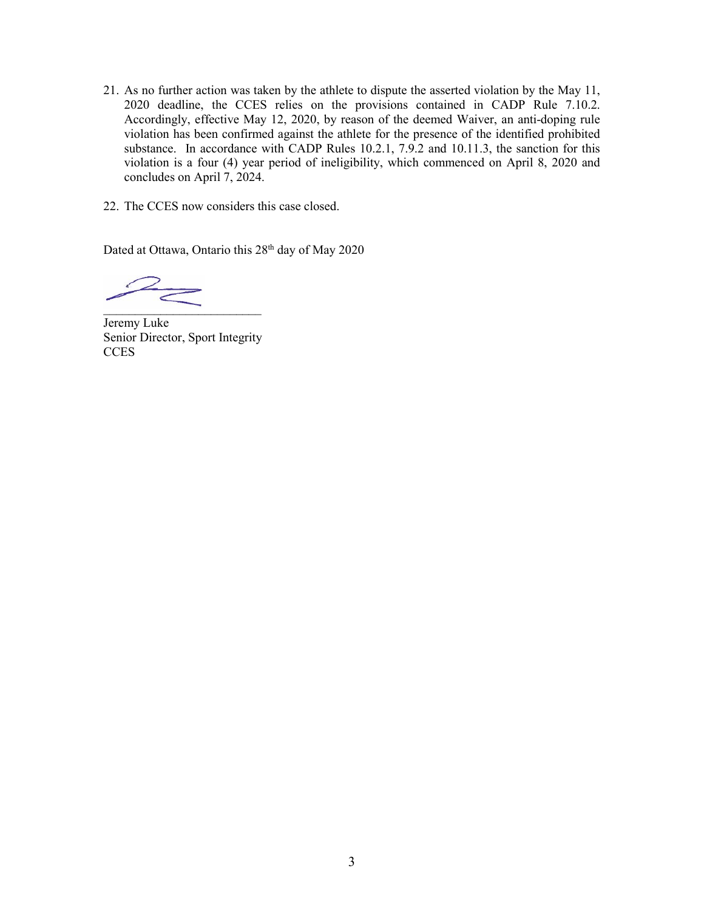21. As no further action was taken by the athlete to dispute the asserted violation by the May 11, 2020 deadline, the CCES relies on the provisions contained in CADP Rule 7.10.2. Accordingly, effective May 12, 2020, by reason of the deemed Waiver, an anti-doping rule violation has been confirmed against the athlete for the presence of the identified prohibited substance. In accordance with CADP Rules 10.2.1, 7.9.2 and 10.11.3, the sanction for this violation is a four (4) year period of ineligibility, which commenced on April 8, 2020 and concludes on April 7, 2024.

22. The CCES now considers this case closed.

Dated at Ottawa, Ontario this 28th day of May 2020

\_\_\_\_\_\_\_\_\_\_\_\_\_\_\_\_\_\_\_\_\_\_\_\_\_

Jeremy Luke
Senior Director, Sport Integrity
CCES